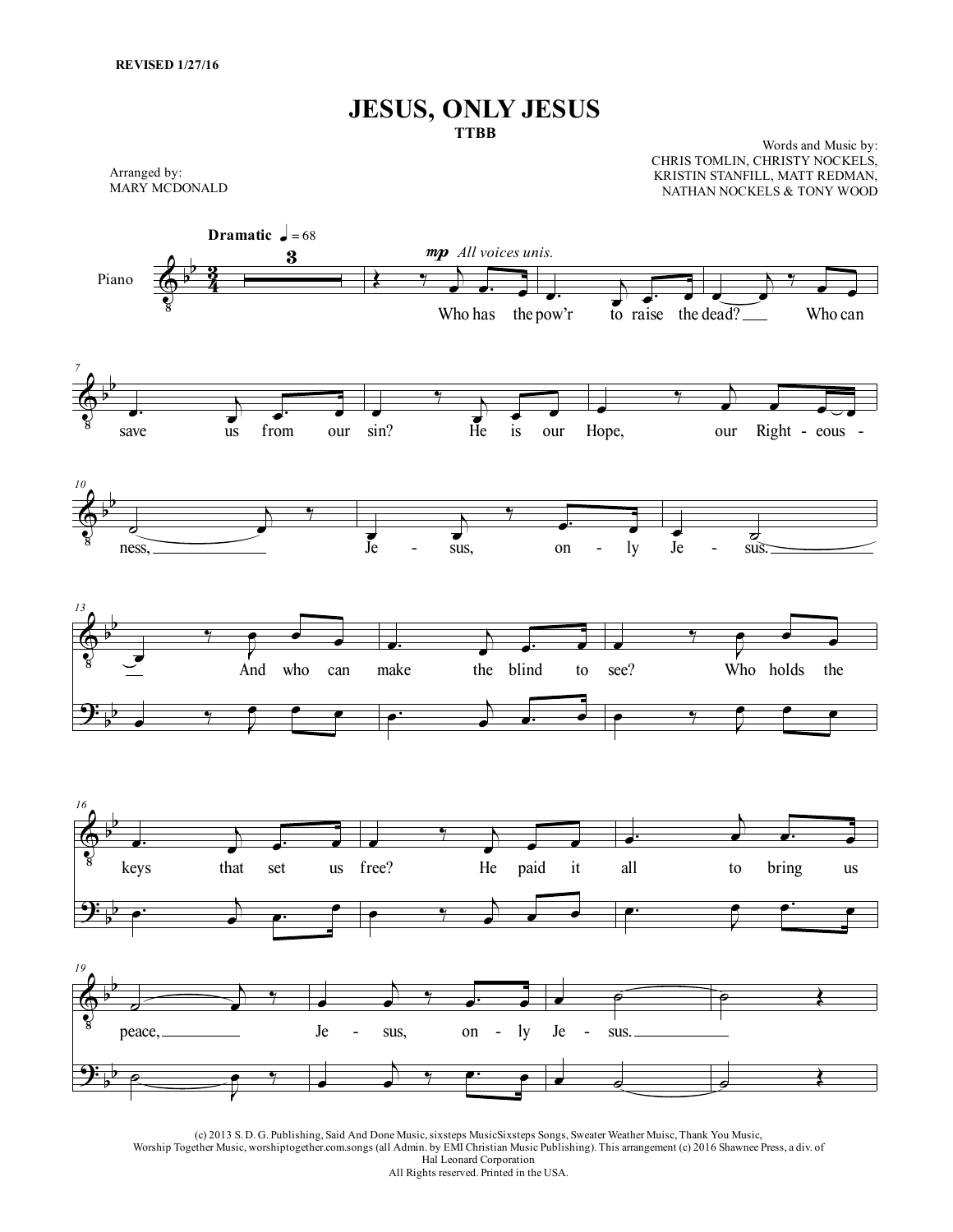REVISED 1/27/16

# JESUS, ONLY JESUS

**TTBB**

Arranged by:
MARY MCDONALD

Words and Music by:
CHRIS TOMLIN, CHRISTY NOCKELS, KRISTIN STANFILL, MATT REDMAN, NATHAN NOCKELS & TONY WOOD

**Dramatic** ♩ = 68

*mp All voices unis.*

Who has the pow'r to raise the dead? Who can save us from our sin? He is our Hope, our Right - eous - ness, Je - sus, on - ly Je - sus.

And who can make the blind to see? Who holds the keys that set us free? He paid it all to bring us peace, Je - sus, on - ly Je - sus.

(c) 2013 S. D. G. Publishing, Said And Done Music, sixsteps MusicSixsteps Songs, Sweater Weather Muisc, Thank You Music, Worship Together Music, worshiptogether.com.songs (all Admin. by EMI Christian Music Publishing). This arrangement (c) 2016 Shawnee Press, a div. of Hal Leonard Corporation
All Rights reserved. Printed in the USA.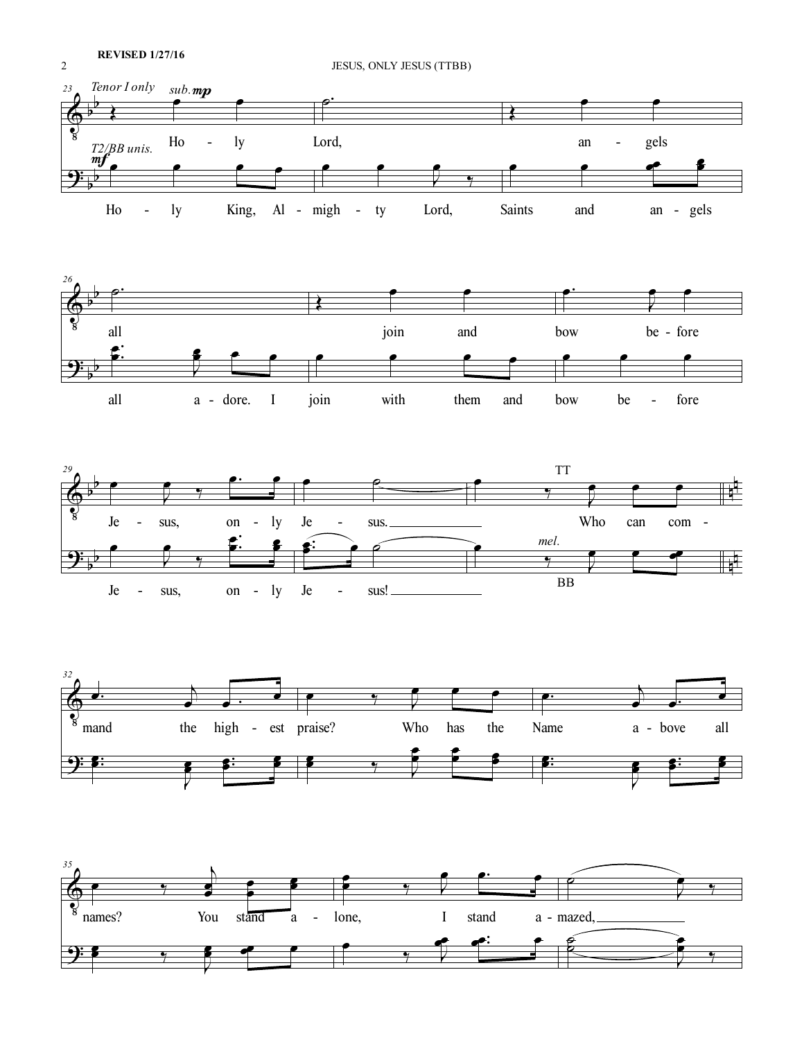REVISED 1/27/16

Tenor I only *sub.* **mp**

Ho - ly Lord, an - gels

T2/BB unis. **mf**

Ho - ly King, Al - migh - ty Lord, Saints and an - gels

all join and bow be - fore

all a - dore. I join with them and bow be - fore

Je - sus, on - ly Je - sus. Who can com -

TT

*mel.*

Je - sus, on - ly Je - sus!

BB

mand the high - est praise? Who has the Name a - bove all

names? You stand a - lone, I stand a - mazed,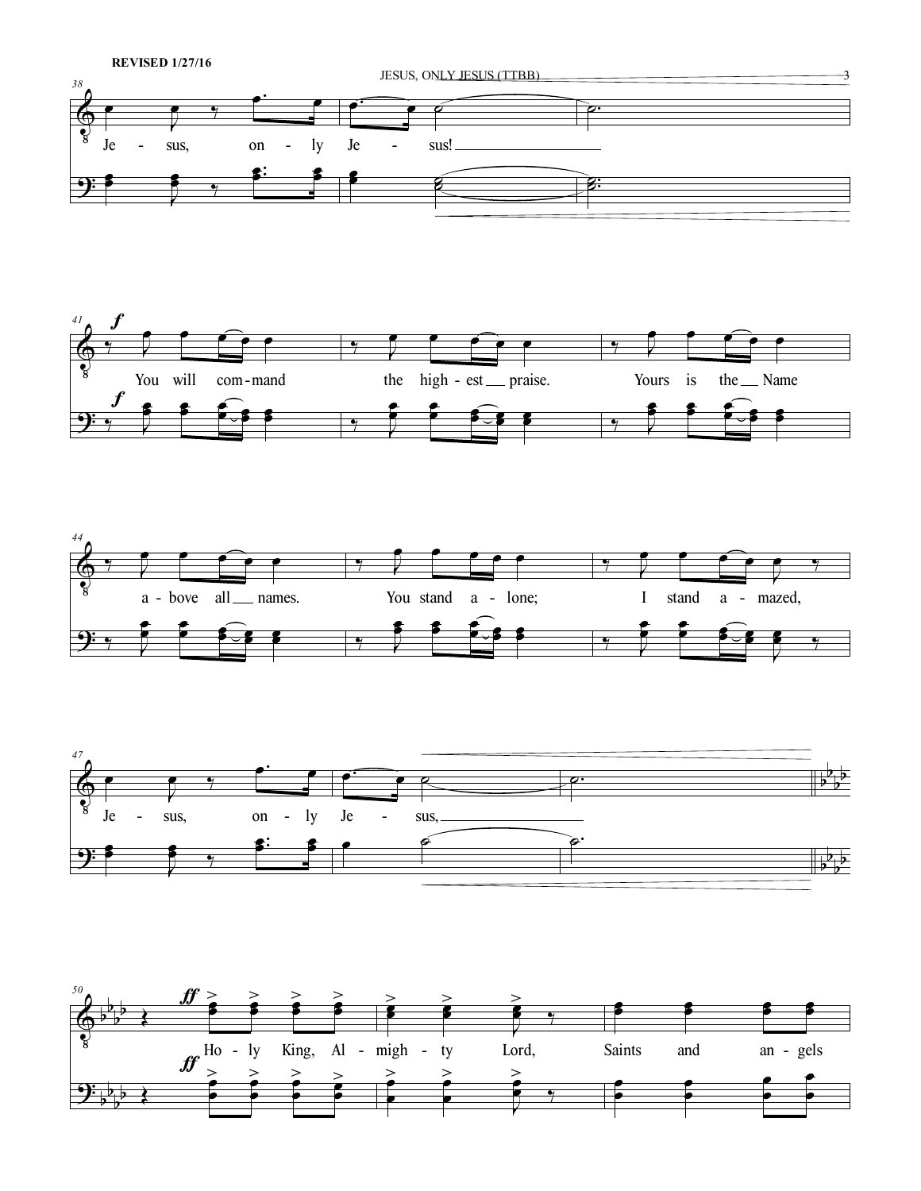REVISED 1/27/16

38

Je - sus, on - ly Je - sus!

41 *f*

You will com-mand the high - est praise. Yours is the Name

44

a - bove all names. You stand a - lone; I stand a - mazed,

47

Je - sus, on - ly Je - sus,

50 *ff*

Ho - ly King, Al - migh - ty Lord, Saints and an - gels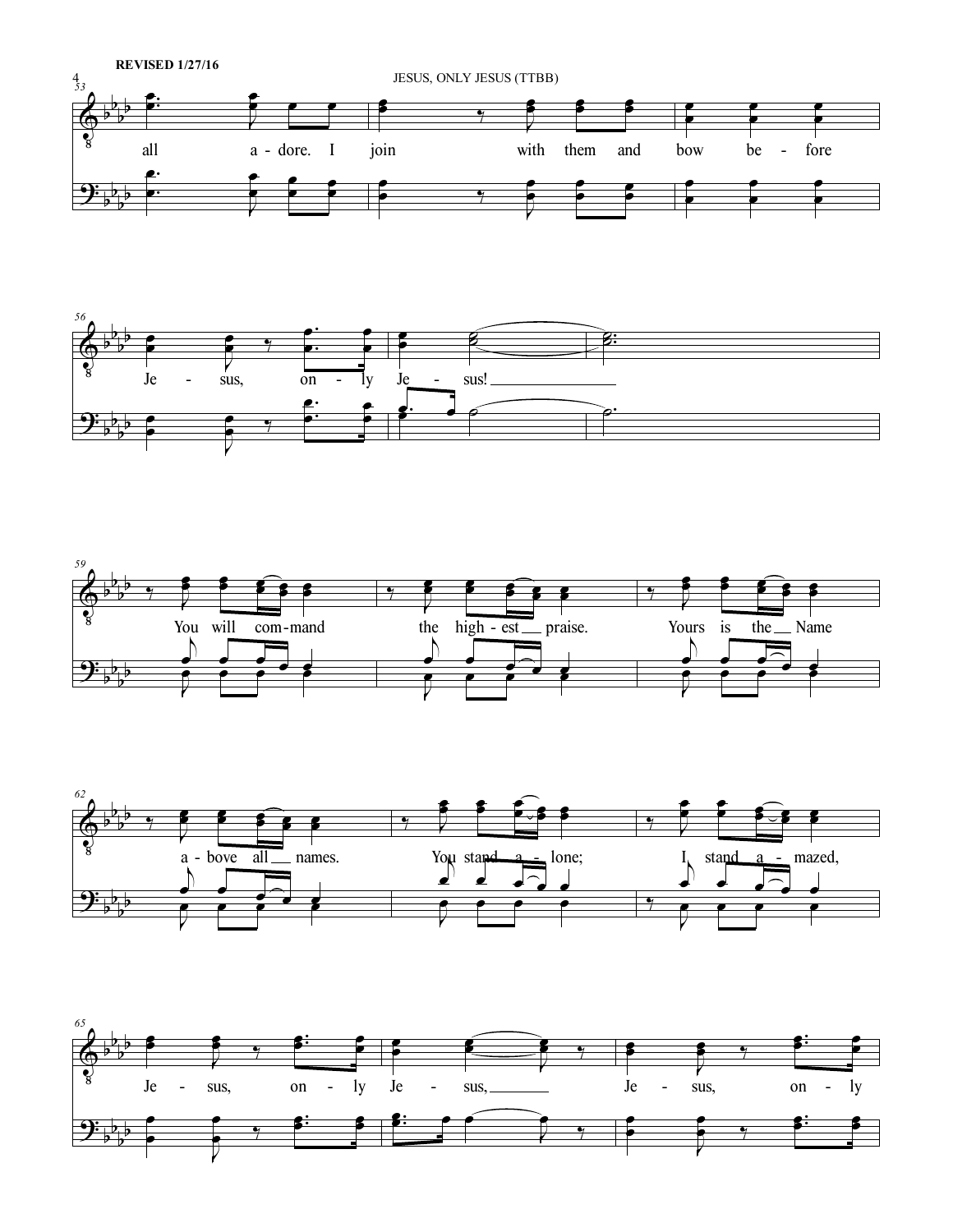REVISED 1/27/16

all a - dore. I join with them and bow be - fore

Je - sus, on - ly Je - sus!

You will com - mand the high - est praise. Yours is the Name

a - bove all names. You stand a - lone; I stand a - mazed,

Je - sus, on - ly Je - sus, Je - sus, on - ly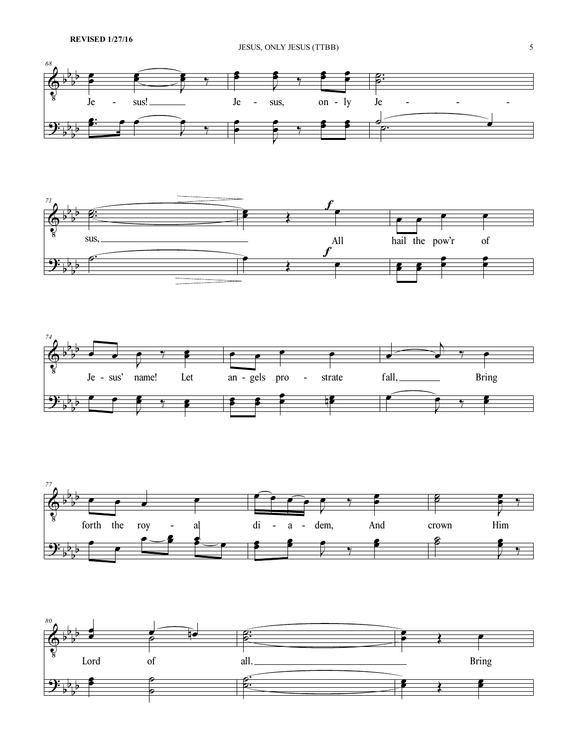68

Je - sus! Je - sus, on - ly Je - - -

71

sus, *f* All hail the pow'r of

74

Je - sus' name! Let an - gels pro - strate fall, Bring

77

forth the roy - al di - a - dem, And crown Him

80

Lord of all. Bring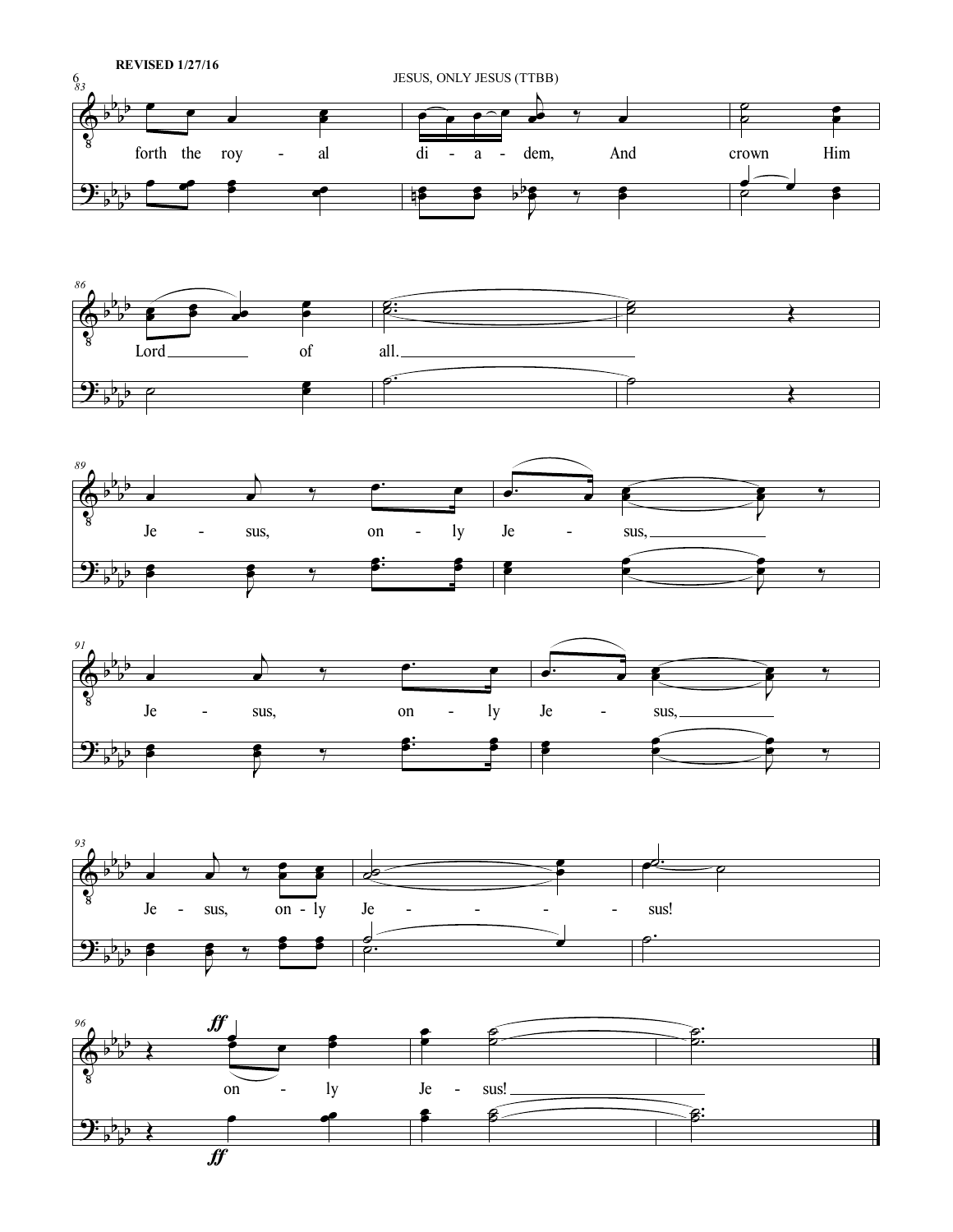REVISED 1/27/16

forth the roy - al di - a - dem, And crown Him

Lord of all.

Je - sus, on - ly Je - sus,

Je - sus, on - ly Je - sus,

Je - sus, on - ly Je - - - - sus!

*ff*

on - ly Je - sus!